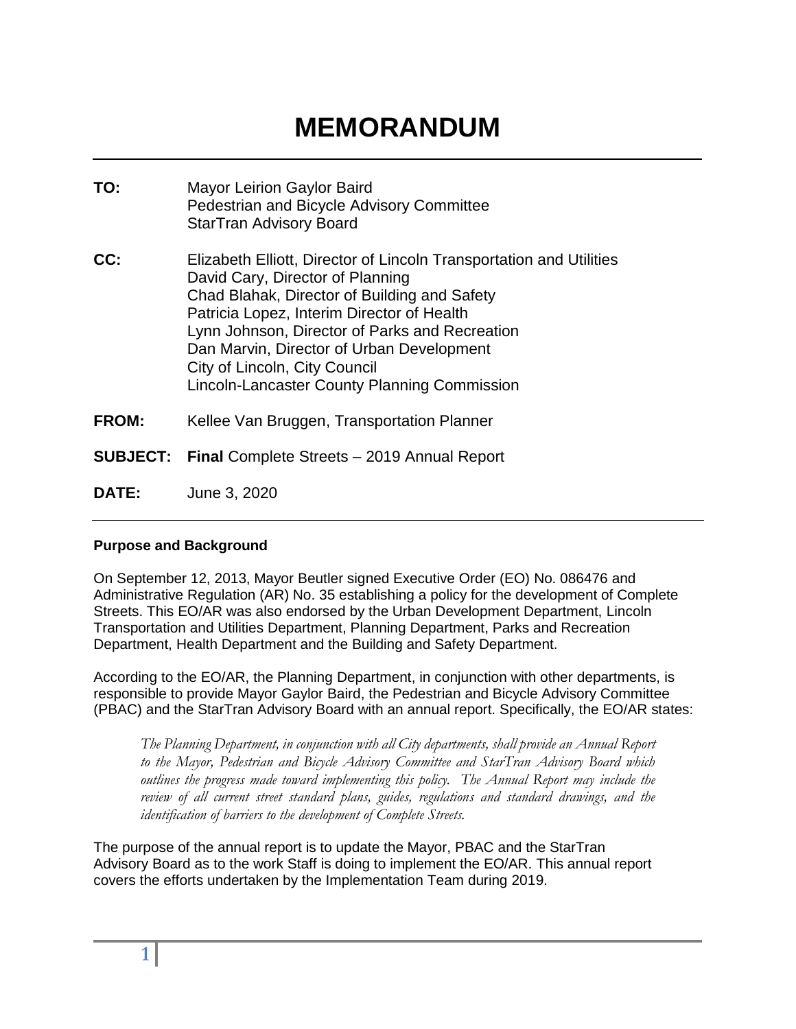# MEMORANDUM

**TO:** Mayor Leirion Gaylor Baird
Pedestrian and Bicycle Advisory Committee
StarTran Advisory Board

**CC:** Elizabeth Elliott, Director of Lincoln Transportation and Utilities
David Cary, Director of Planning
Chad Blahak, Director of Building and Safety
Patricia Lopez, Interim Director of Health
Lynn Johnson, Director of Parks and Recreation
Dan Marvin, Director of Urban Development
City of Lincoln, City Council
Lincoln-Lancaster County Planning Commission

**FROM:** Kellee Van Bruggen, Transportation Planner

**SUBJECT:** **Final** Complete Streets – 2019 Annual Report

**DATE:** June 3, 2020

---

**Purpose and Background**

On September 12, 2013, Mayor Beutler signed Executive Order (EO) No. 086476 and Administrative Regulation (AR) No. 35 establishing a policy for the development of Complete Streets. This EO/AR was also endorsed by the Urban Development Department, Lincoln Transportation and Utilities Department, Planning Department, Parks and Recreation Department, Health Department and the Building and Safety Department.

According to the EO/AR, the Planning Department, in conjunction with other departments, is responsible to provide Mayor Gaylor Baird, the Pedestrian and Bicycle Advisory Committee (PBAC) and the StarTran Advisory Board with an annual report. Specifically, the EO/AR states:

> *The Planning Department, in conjunction with all City departments, shall provide an Annual Report to the Mayor, Pedestrian and Bicycle Advisory Committee and StarTran Advisory Board which outlines the progress made toward implementing this policy. The Annual Report may include the review of all current street standard plans, guides, regulations and standard drawings, and the identification of barriers to the development of Complete Streets.*

The purpose of the annual report is to update the Mayor, PBAC and the StarTran Advisory Board as to the work Staff is doing to implement the EO/AR. This annual report covers the efforts undertaken by the Implementation Team during 2019.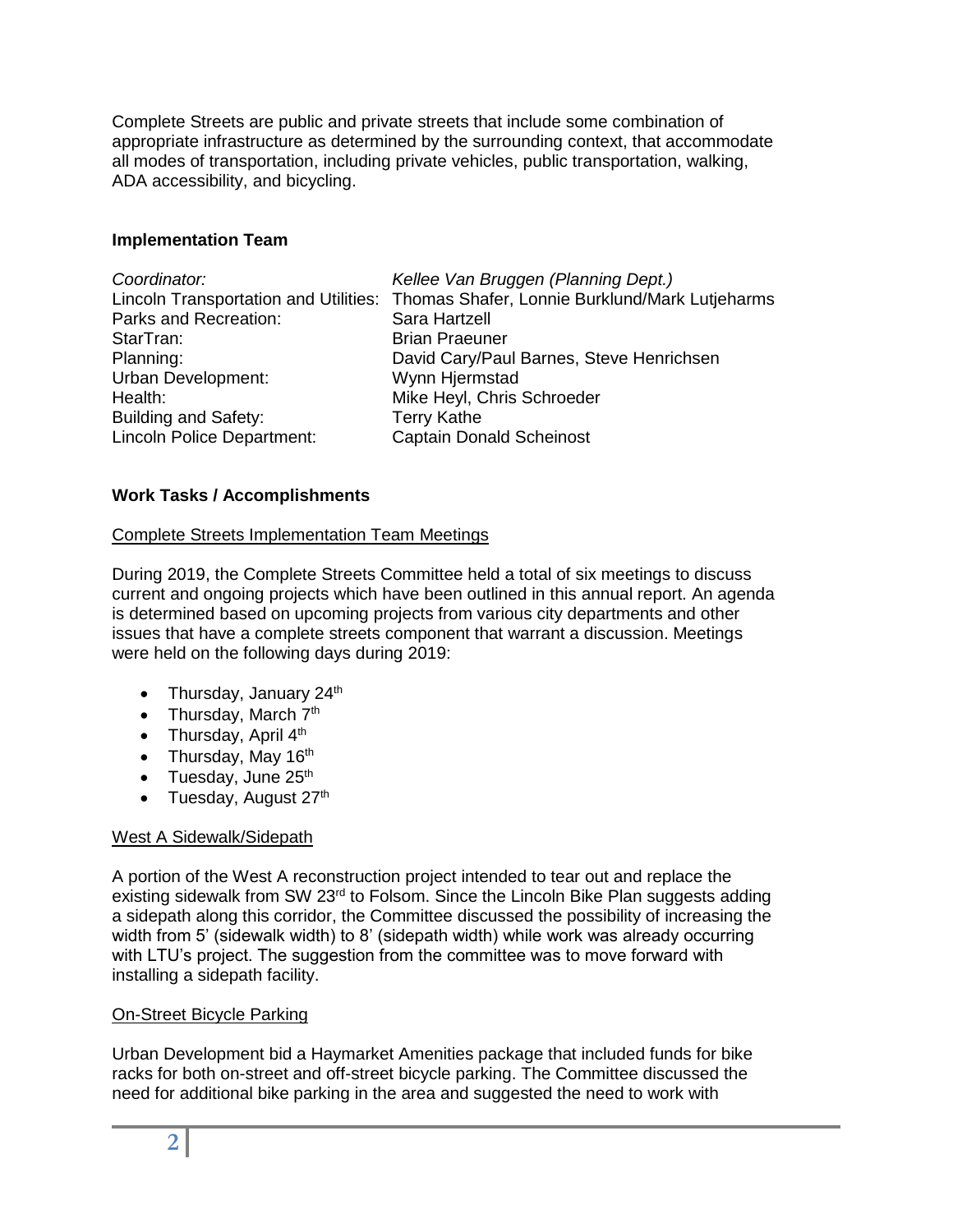Complete Streets are public and private streets that include some combination of appropriate infrastructure as determined by the surrounding context, that accommodate all modes of transportation, including private vehicles, public transportation, walking, ADA accessibility, and bicycling.

## Implementation Team

| | |
|---|---|
| *Coordinator:* | *Kellee Van Bruggen (Planning Dept.)* |
| Lincoln Transportation and Utilities: | Thomas Shafer, Lonnie Burklund/Mark Lutjeharms |
| Parks and Recreation: | Sara Hartzell |
| StarTran: | Brian Praeuner |
| Planning: | David Cary/Paul Barnes, Steve Henrichsen |
| Urban Development: | Wynn Hjermstad |
| Health: | Mike Heyl, Chris Schroeder |
| Building and Safety: | Terry Kathe |
| Lincoln Police Department: | Captain Donald Scheinost |

## Work Tasks / Accomplishments

### Complete Streets Implementation Team Meetings

During 2019, the Complete Streets Committee held a total of six meetings to discuss current and ongoing projects which have been outlined in this annual report. An agenda is determined based on upcoming projects from various city departments and other issues that have a complete streets component that warrant a discussion. Meetings were held on the following days during 2019:

- Thursday, January 24th
- Thursday, March 7th
- Thursday, April 4th
- Thursday, May 16th
- Tuesday, June 25th
- Tuesday, August 27th

### West A Sidewalk/Sidepath

A portion of the West A reconstruction project intended to tear out and replace the existing sidewalk from SW 23rd to Folsom. Since the Lincoln Bike Plan suggests adding a sidepath along this corridor, the Committee discussed the possibility of increasing the width from 5' (sidewalk width) to 8' (sidepath width) while work was already occurring with LTU's project. The suggestion from the committee was to move forward with installing a sidepath facility.

### On-Street Bicycle Parking

Urban Development bid a Haymarket Amenities package that included funds for bike racks for both on-street and off-street bicycle parking. The Committee discussed the need for additional bike parking in the area and suggested the need to work with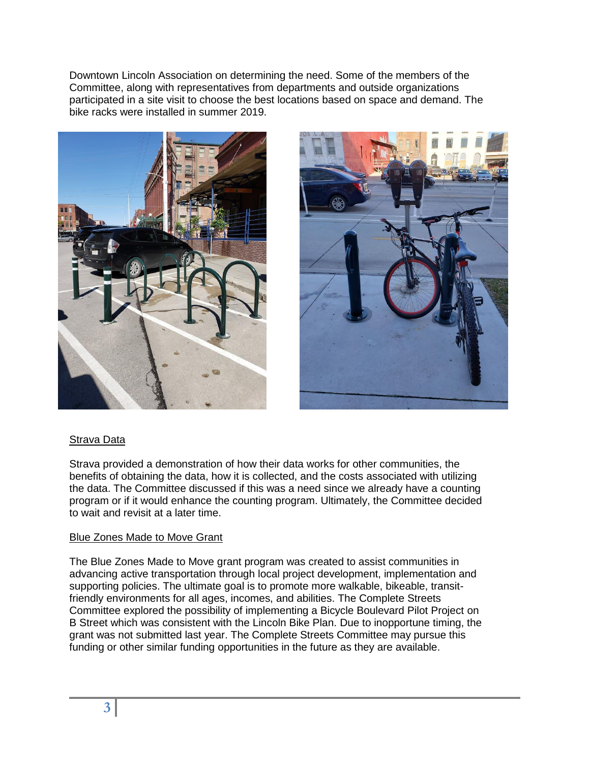Downtown Lincoln Association on determining the need. Some of the members of the Committee, along with representatives from departments and outside organizations participated in a site visit to choose the best locations based on space and demand. The bike racks were installed in summer 2019.

## Strava Data

Strava provided a demonstration of how their data works for other communities, the benefits of obtaining the data, how it is collected, and the costs associated with utilizing the data. The Committee discussed if this was a need since we already have a counting program or if it would enhance the counting program. Ultimately, the Committee decided to wait and revisit at a later time.

## Blue Zones Made to Move Grant

The Blue Zones Made to Move grant program was created to assist communities in advancing active transportation through local project development, implementation and supporting policies. The ultimate goal is to promote more walkable, bikeable, transit-friendly environments for all ages, incomes, and abilities. The Complete Streets Committee explored the possibility of implementing a Bicycle Boulevard Pilot Project on B Street which was consistent with the Lincoln Bike Plan. Due to inopportune timing, the grant was not submitted last year. The Complete Streets Committee may pursue this funding or other similar funding opportunities in the future as they are available.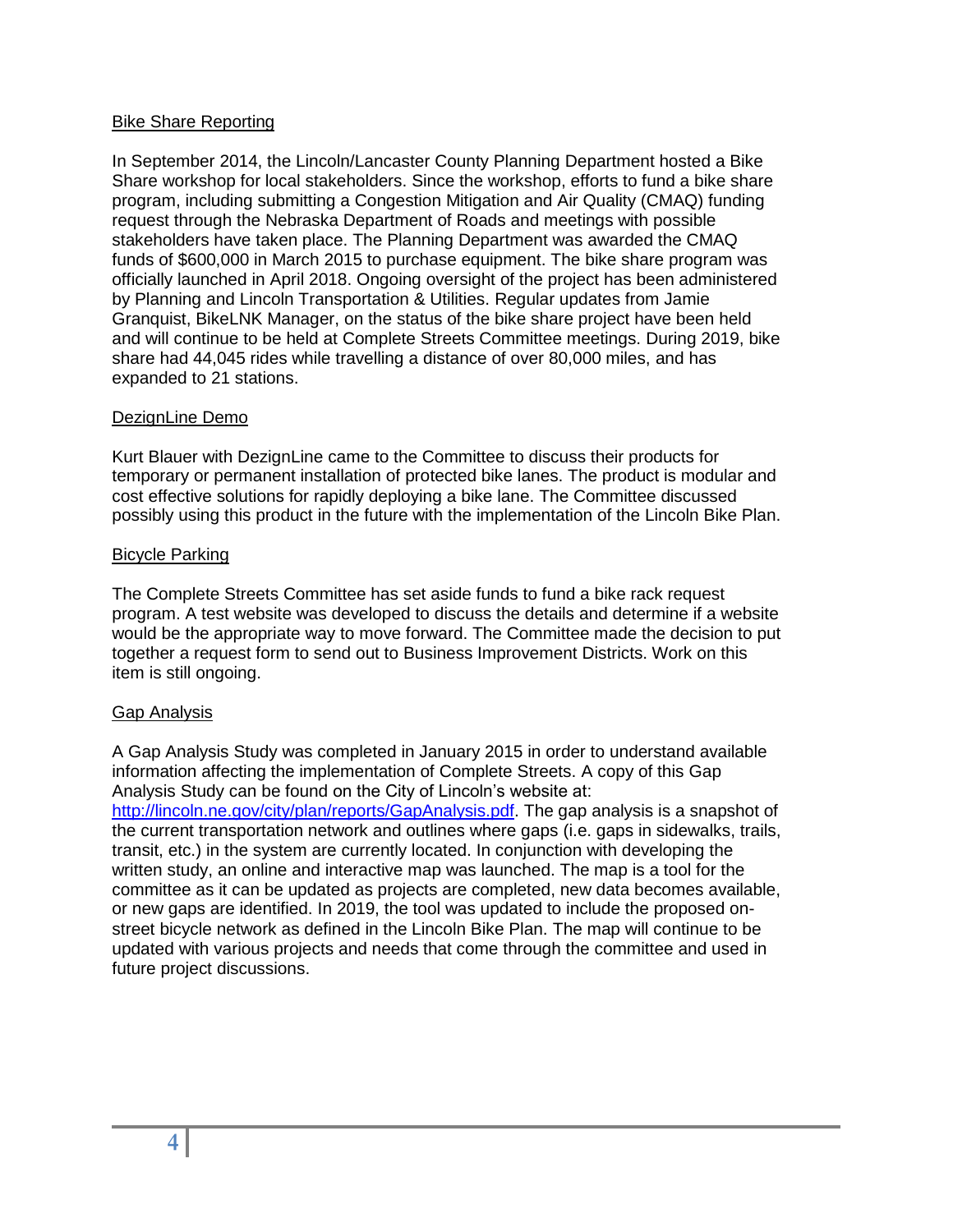<u>Bike Share Reporting</u>

In September 2014, the Lincoln/Lancaster County Planning Department hosted a Bike Share workshop for local stakeholders. Since the workshop, efforts to fund a bike share program, including submitting a Congestion Mitigation and Air Quality (CMAQ) funding request through the Nebraska Department of Roads and meetings with possible stakeholders have taken place. The Planning Department was awarded the CMAQ funds of $600,000 in March 2015 to purchase equipment. The bike share program was officially launched in April 2018. Ongoing oversight of the project has been administered by Planning and Lincoln Transportation & Utilities. Regular updates from Jamie Granquist, BikeLNK Manager, on the status of the bike share project have been held and will continue to be held at Complete Streets Committee meetings. During 2019, bike share had 44,045 rides while travelling a distance of over 80,000 miles, and has expanded to 21 stations.

<u>DezignLine Demo</u>

Kurt Blauer with DezignLine came to the Committee to discuss their products for temporary or permanent installation of protected bike lanes. The product is modular and cost effective solutions for rapidly deploying a bike lane. The Committee discussed possibly using this product in the future with the implementation of the Lincoln Bike Plan.

<u>Bicycle Parking</u>

The Complete Streets Committee has set aside funds to fund a bike rack request program. A test website was developed to discuss the details and determine if a website would be the appropriate way to move forward. The Committee made the decision to put together a request form to send out to Business Improvement Districts. Work on this item is still ongoing.

<u>Gap Analysis</u>

A Gap Analysis Study was completed in January 2015 in order to understand available information affecting the implementation of Complete Streets. A copy of this Gap Analysis Study can be found on the City of Lincoln's website at: http://lincoln.ne.gov/city/plan/reports/GapAnalysis.pdf. The gap analysis is a snapshot of the current transportation network and outlines where gaps (i.e. gaps in sidewalks, trails, transit, etc.) in the system are currently located. In conjunction with developing the written study, an online and interactive map was launched. The map is a tool for the committee as it can be updated as projects are completed, new data becomes available, or new gaps are identified. In 2019, the tool was updated to include the proposed on-street bicycle network as defined in the Lincoln Bike Plan. The map will continue to be updated with various projects and needs that come through the committee and used in future project discussions.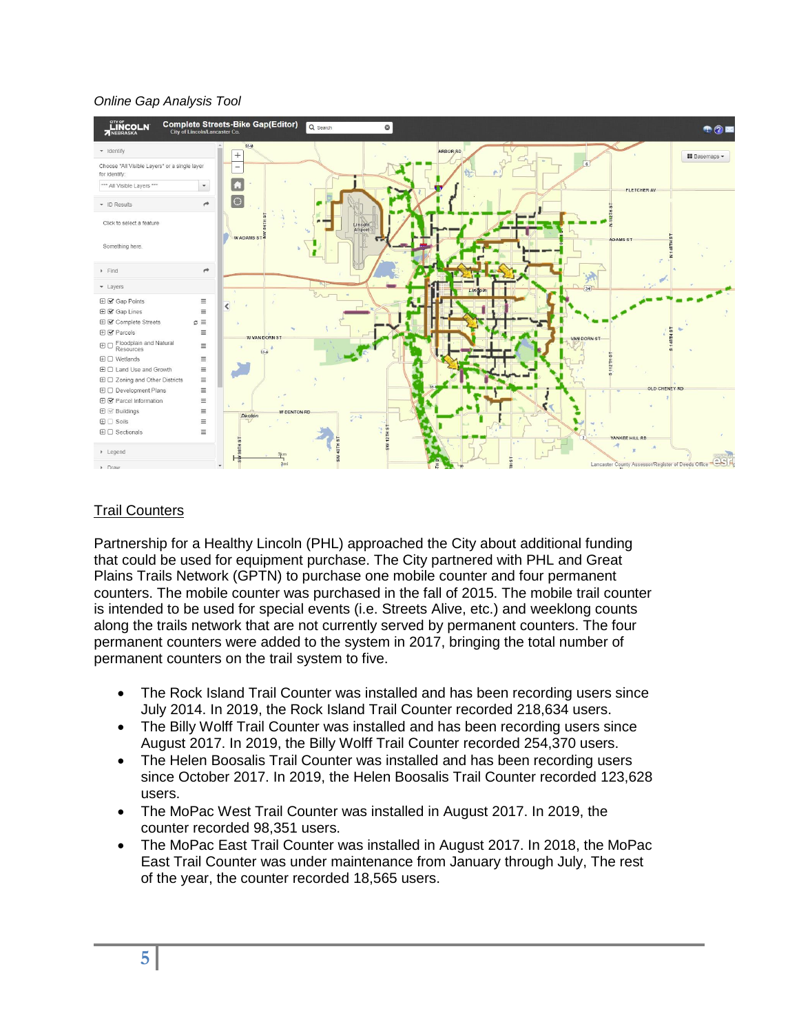*Online Gap Analysis Tool*

## Trail Counters

Partnership for a Healthy Lincoln (PHL) approached the City about additional funding that could be used for equipment purchase. The City partnered with PHL and Great Plains Trails Network (GPTN) to purchase one mobile counter and four permanent counters. The mobile counter was purchased in the fall of 2015. The mobile trail counter is intended to be used for special events (i.e. Streets Alive, etc.) and weeklong counts along the trails network that are not currently served by permanent counters. The four permanent counters were added to the system in 2017, bringing the total number of permanent counters on the trail system to five.

- The Rock Island Trail Counter was installed and has been recording users since July 2014. In 2019, the Rock Island Trail Counter recorded 218,634 users.
- The Billy Wolff Trail Counter was installed and has been recording users since August 2017. In 2019, the Billy Wolff Trail Counter recorded 254,370 users.
- The Helen Boosalis Trail Counter was installed and has been recording users since October 2017. In 2019, the Helen Boosalis Trail Counter recorded 123,628 users.
- The MoPac West Trail Counter was installed in August 2017. In 2019, the counter recorded 98,351 users.
- The MoPac East Trail Counter was installed in August 2017. In 2018, the MoPac East Trail Counter was under maintenance from January through July, The rest of the year, the counter recorded 18,565 users.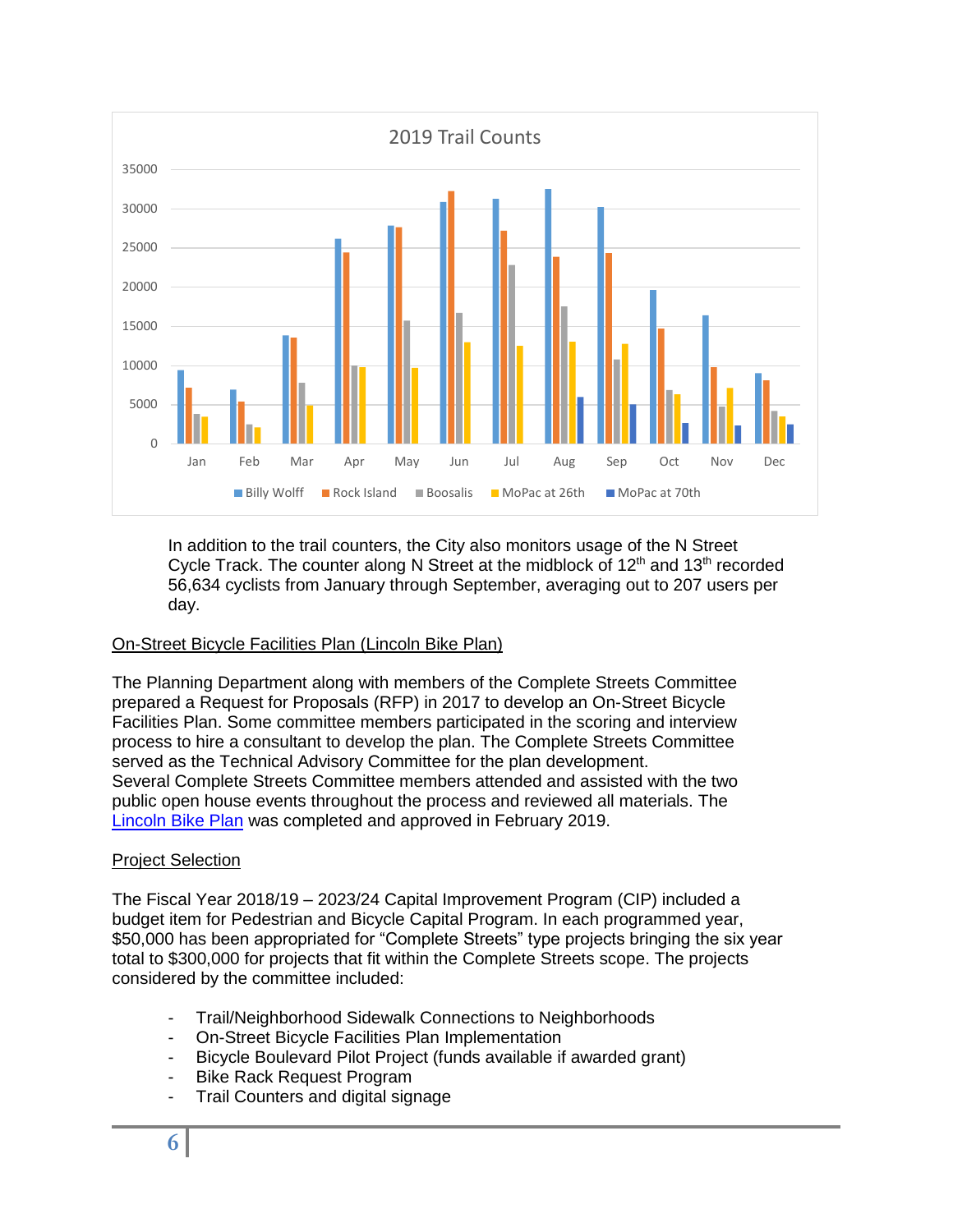2019 Trail Counts

In addition to the trail counters, the City also monitors usage of the N Street Cycle Track. The counter along N Street at the midblock of 12th and 13th recorded 56,634 cyclists from January through September, averaging out to 207 users per day.

## On-Street Bicycle Facilities Plan (Lincoln Bike Plan)

The Planning Department along with members of the Complete Streets Committee prepared a Request for Proposals (RFP) in 2017 to develop an On-Street Bicycle Facilities Plan. Some committee members participated in the scoring and interview process to hire a consultant to develop the plan. The Complete Streets Committee served as the Technical Advisory Committee for the plan development. Several Complete Streets Committee members attended and assisted with the two public open house events throughout the process and reviewed all materials. The Lincoln Bike Plan was completed and approved in February 2019.

## Project Selection

The Fiscal Year 2018/19 – 2023/24 Capital Improvement Program (CIP) included a budget item for Pedestrian and Bicycle Capital Program. In each programmed year, $50,000 has been appropriated for "Complete Streets" type projects bringing the six year total to $300,000 for projects that fit within the Complete Streets scope. The projects considered by the committee included:

- Trail/Neighborhood Sidewalk Connections to Neighborhoods
- On-Street Bicycle Facilities Plan Implementation
- Bicycle Boulevard Pilot Project (funds available if awarded grant)
- Bike Rack Request Program
- Trail Counters and digital signage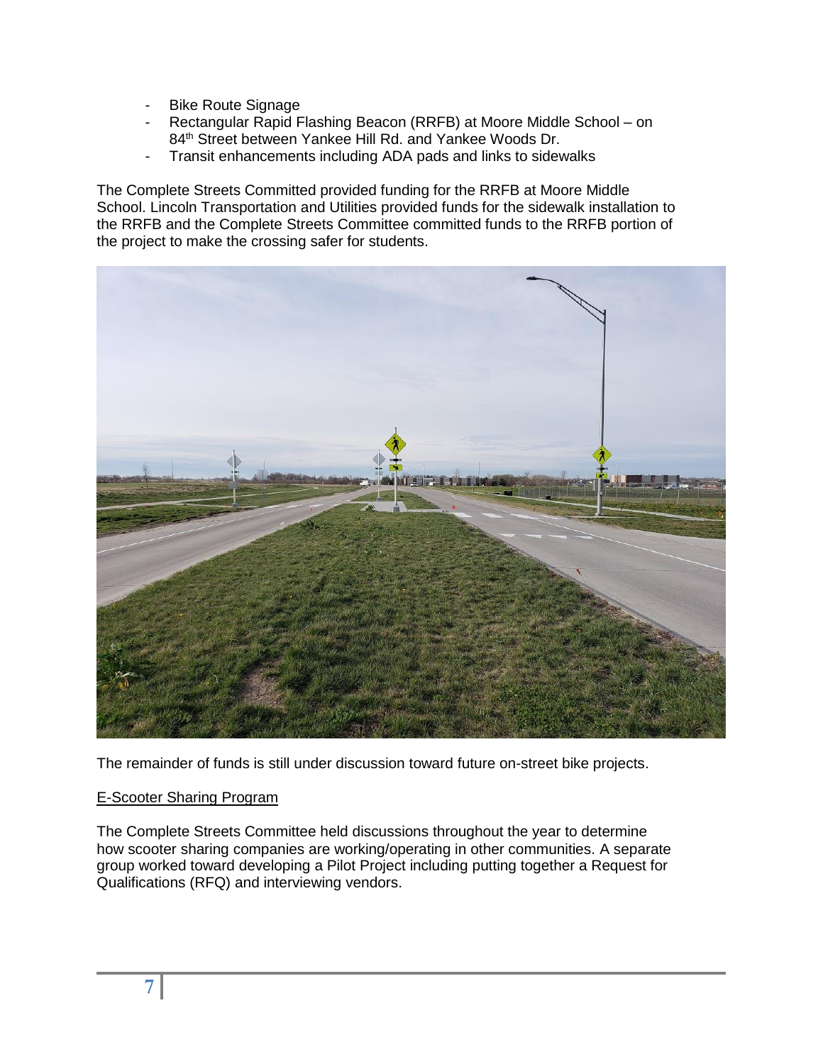- Bike Route Signage
- Rectangular Rapid Flashing Beacon (RRFB) at Moore Middle School – on 84th Street between Yankee Hill Rd. and Yankee Woods Dr.
- Transit enhancements including ADA pads and links to sidewalks

The Complete Streets Committed provided funding for the RRFB at Moore Middle School. Lincoln Transportation and Utilities provided funds for the sidewalk installation to the RRFB and the Complete Streets Committee committed funds to the RRFB portion of the project to make the crossing safer for students.

The remainder of funds is still under discussion toward future on-street bike projects.

E-Scooter Sharing Program

The Complete Streets Committee held discussions throughout the year to determine how scooter sharing companies are working/operating in other communities. A separate group worked toward developing a Pilot Project including putting together a Request for Qualifications (RFQ) and interviewing vendors.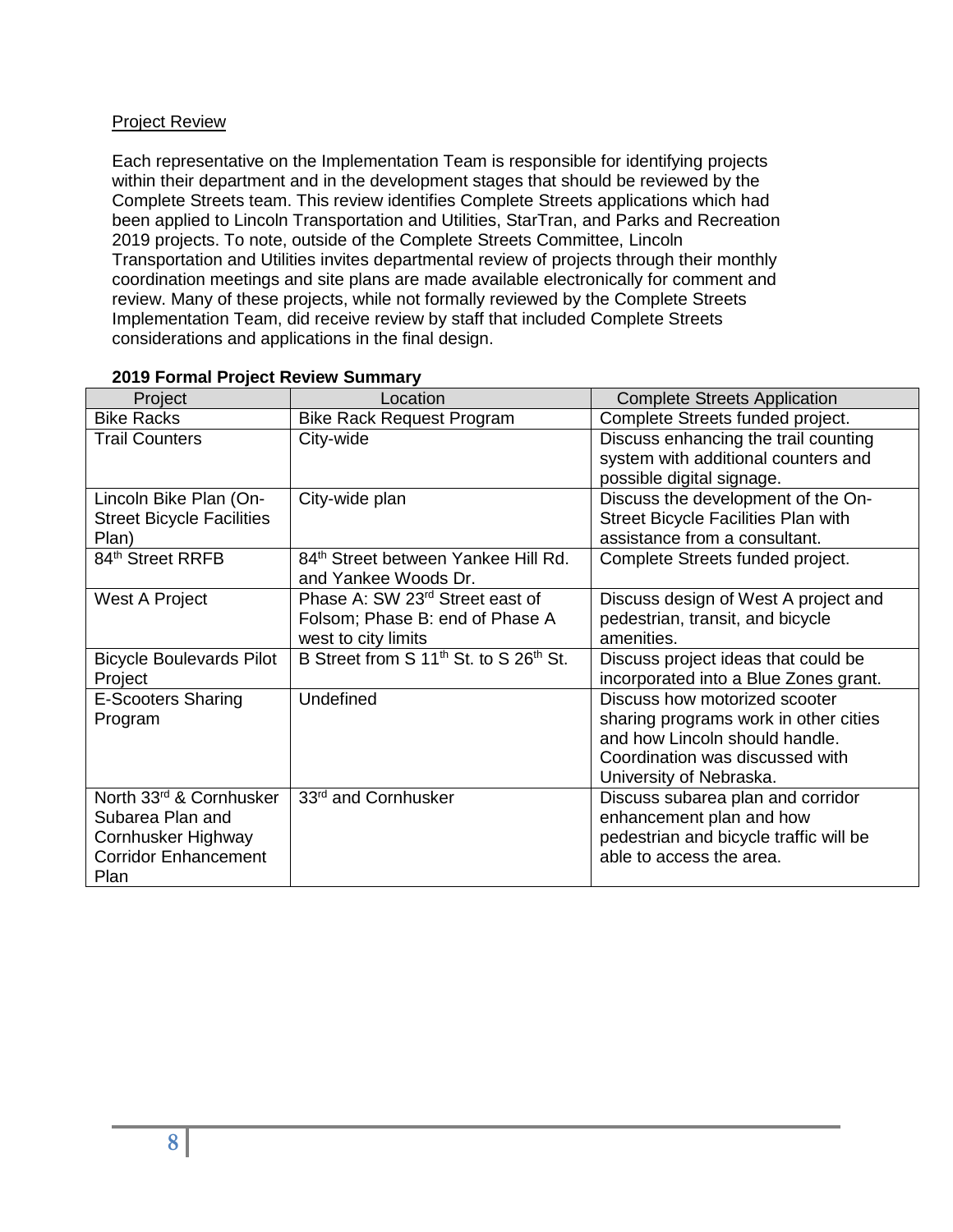Project Review

Each representative on the Implementation Team is responsible for identifying projects within their department and in the development stages that should be reviewed by the Complete Streets team. This review identifies Complete Streets applications which had been applied to Lincoln Transportation and Utilities, StarTran, and Parks and Recreation 2019 projects. To note, outside of the Complete Streets Committee, Lincoln Transportation and Utilities invites departmental review of projects through their monthly coordination meetings and site plans are made available electronically for comment and review. Many of these projects, while not formally reviewed by the Complete Streets Implementation Team, did receive review by staff that included Complete Streets considerations and applications in the final design.

**2019 Formal Project Review Summary**

| Project | Location | Complete Streets Application |
|---|---|---|
| Bike Racks | Bike Rack Request Program | Complete Streets funded project. |
| Trail Counters | City-wide | Discuss enhancing the trail counting system with additional counters and possible digital signage. |
| Lincoln Bike Plan (On-Street Bicycle Facilities Plan) | City-wide plan | Discuss the development of the On-Street Bicycle Facilities Plan with assistance from a consultant. |
| 84th Street RRFB | 84th Street between Yankee Hill Rd. and Yankee Woods Dr. | Complete Streets funded project. |
| West A Project | Phase A: SW 23rd Street east of Folsom; Phase B: end of Phase A west to city limits | Discuss design of West A project and pedestrian, transit, and bicycle amenities. |
| Bicycle Boulevards Pilot Project | B Street from S 11th St. to S 26th St. | Discuss project ideas that could be incorporated into a Blue Zones grant. |
| E-Scooters Sharing Program | Undefined | Discuss how motorized scooter sharing programs work in other cities and how Lincoln should handle. Coordination was discussed with University of Nebraska. |
| North 33rd & Cornhusker Subarea Plan and Cornhusker Highway Corridor Enhancement Plan | 33rd and Cornhusker | Discuss subarea plan and corridor enhancement plan and how pedestrian and bicycle traffic will be able to access the area. |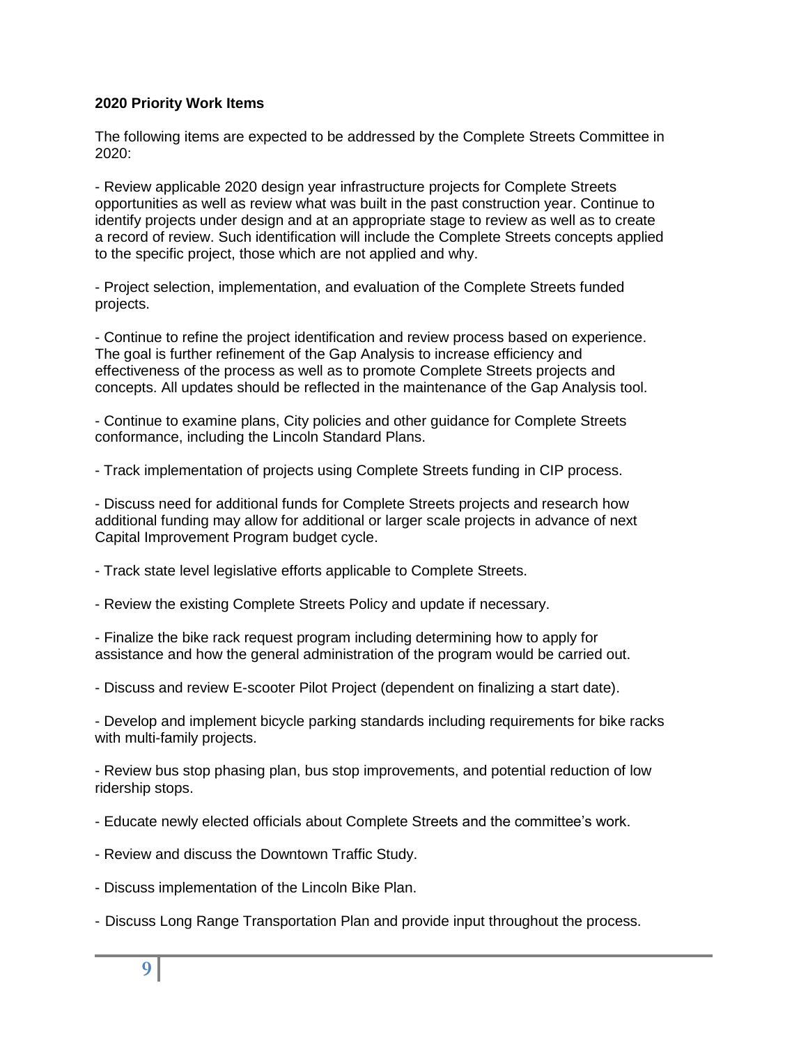**2020 Priority Work Items**

The following items are expected to be addressed by the Complete Streets Committee in 2020:

- Review applicable 2020 design year infrastructure projects for Complete Streets opportunities as well as review what was built in the past construction year. Continue to identify projects under design and at an appropriate stage to review as well as to create a record of review. Such identification will include the Complete Streets concepts applied to the specific project, those which are not applied and why.

- Project selection, implementation, and evaluation of the Complete Streets funded projects.

- Continue to refine the project identification and review process based on experience. The goal is further refinement of the Gap Analysis to increase efficiency and effectiveness of the process as well as to promote Complete Streets projects and concepts. All updates should be reflected in the maintenance of the Gap Analysis tool.

- Continue to examine plans, City policies and other guidance for Complete Streets conformance, including the Lincoln Standard Plans.

- Track implementation of projects using Complete Streets funding in CIP process.

- Discuss need for additional funds for Complete Streets projects and research how additional funding may allow for additional or larger scale projects in advance of next Capital Improvement Program budget cycle.

- Track state level legislative efforts applicable to Complete Streets.

- Review the existing Complete Streets Policy and update if necessary.

- Finalize the bike rack request program including determining how to apply for assistance and how the general administration of the program would be carried out.

- Discuss and review E-scooter Pilot Project (dependent on finalizing a start date).

- Develop and implement bicycle parking standards including requirements for bike racks with multi-family projects.

- Review bus stop phasing plan, bus stop improvements, and potential reduction of low ridership stops.

- Educate newly elected officials about Complete Streets and the committee's work.

- Review and discuss the Downtown Traffic Study.

- Discuss implementation of the Lincoln Bike Plan.

- Discuss Long Range Transportation Plan and provide input throughout the process.